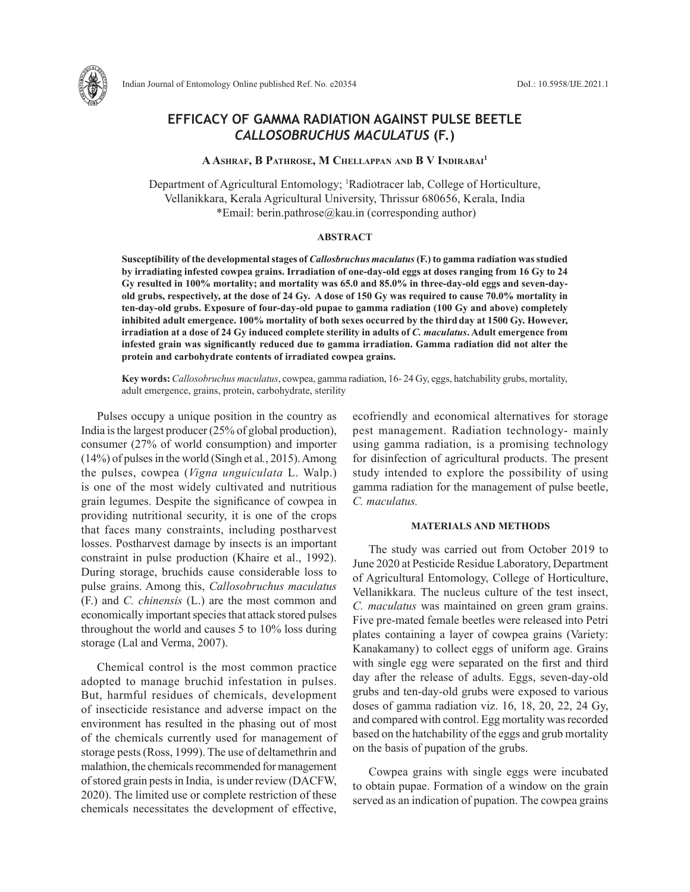# EFFICACY OF GAMMA RADIATION AGAINST PULSE BEETLE *CALLOSOBRUCHUS MACULATUS* (F.)

**A Ashraf, B Pathrose, M Chellappan and B V Indirabai[1]**

Department of Agricultural Entomology; [1]Radiotracer lab, College of Horticulture, Vellanikkara, Kerala Agricultural University, Thrissur 680656, Kerala, India
*Email: berin.pathrose@kau.in (corresponding author)

## ABSTRACT

**Susceptibility of the developmental stages of *Callosbruchus maculatus* (F.) to gamma radiation was studied by irradiating infested cowpea grains. Irradiation of one-day-old eggs at doses ranging from 16 Gy to 24 Gy resulted in 100% mortality; and mortality was 65.0 and 85.0% in three-day-old eggs and seven-day-old grubs, respectively, at the dose of 24 Gy. A dose of 150 Gy was required to cause 70.0% mortality in ten-day-old grubs. Exposure of four-day-old pupae to gamma radiation (100 Gy and above) completely inhibited adult emergence. 100% mortality of both sexes occurred by the third day at 1500 Gy. However, irradiation at a dose of 24 Gy induced complete sterility in adults of *C. maculatus*. Adult emergence from infested grain was significantly reduced due to gamma irradiation. Gamma radiation did not alter the protein and carbohydrate contents of irradiated cowpea grains.**

**Key words:** *Callosobruchus maculatus*, cowpea, gamma radiation, 16- 24 Gy, eggs, hatchability grubs, mortality, adult emergence, grains, protein, carbohydrate, sterility

Pulses occupy a unique position in the country as India is the largest producer (25% of global production), consumer (27% of world consumption) and importer (14%) of pulses in the world (Singh et al*.*, 2015). Among the pulses, cowpea (*Vigna unguiculata* L. Walp.) is one of the most widely cultivated and nutritious grain legumes. Despite the significance of cowpea in providing nutritional security, it is one of the crops that faces many constraints, including postharvest losses. Postharvest damage by insects is an important constraint in pulse production (Khaire et al., 1992). During storage, bruchids cause considerable loss to pulse grains. Among this, *Callosobruchus maculatus* (F.) and *C. chinensis* (L.) are the most common and economically important species that attack stored pulses throughout the world and causes 5 to 10% loss during storage (Lal and Verma, 2007).

Chemical control is the most common practice adopted to manage bruchid infestation in pulses. But, harmful residues of chemicals, development of insecticide resistance and adverse impact on the environment has resulted in the phasing out of most of the chemicals currently used for management of storage pests (Ross, 1999). The use of deltamethrin and malathion, the chemicals recommended for management of stored grain pests in India, is under review (DACFW, 2020). The limited use or complete restriction of these chemicals necessitates the development of effective, ecofriendly and economical alternatives for storage pest management. Radiation technology- mainly using gamma radiation, is a promising technology for disinfection of agricultural products. The present study intended to explore the possibility of using gamma radiation for the management of pulse beetle, *C. maculatus.*

## MATERIALS AND METHODS

The study was carried out from October 2019 to June 2020 at Pesticide Residue Laboratory, Department of Agricultural Entomology, College of Horticulture, Vellanikkara. The nucleus culture of the test insect, *C. maculatus* was maintained on green gram grains. Five pre-mated female beetles were released into Petri plates containing a layer of cowpea grains (Variety: Kanakamany) to collect eggs of uniform age. Grains with single egg were separated on the first and third day after the release of adults. Eggs, seven-day-old grubs and ten-day-old grubs were exposed to various doses of gamma radiation viz. 16, 18, 20, 22, 24 Gy, and compared with control. Egg mortality was recorded based on the hatchability of the eggs and grub mortality on the basis of pupation of the grubs.

Cowpea grains with single eggs were incubated to obtain pupae. Formation of a window on the grain served as an indication of pupation. The cowpea grains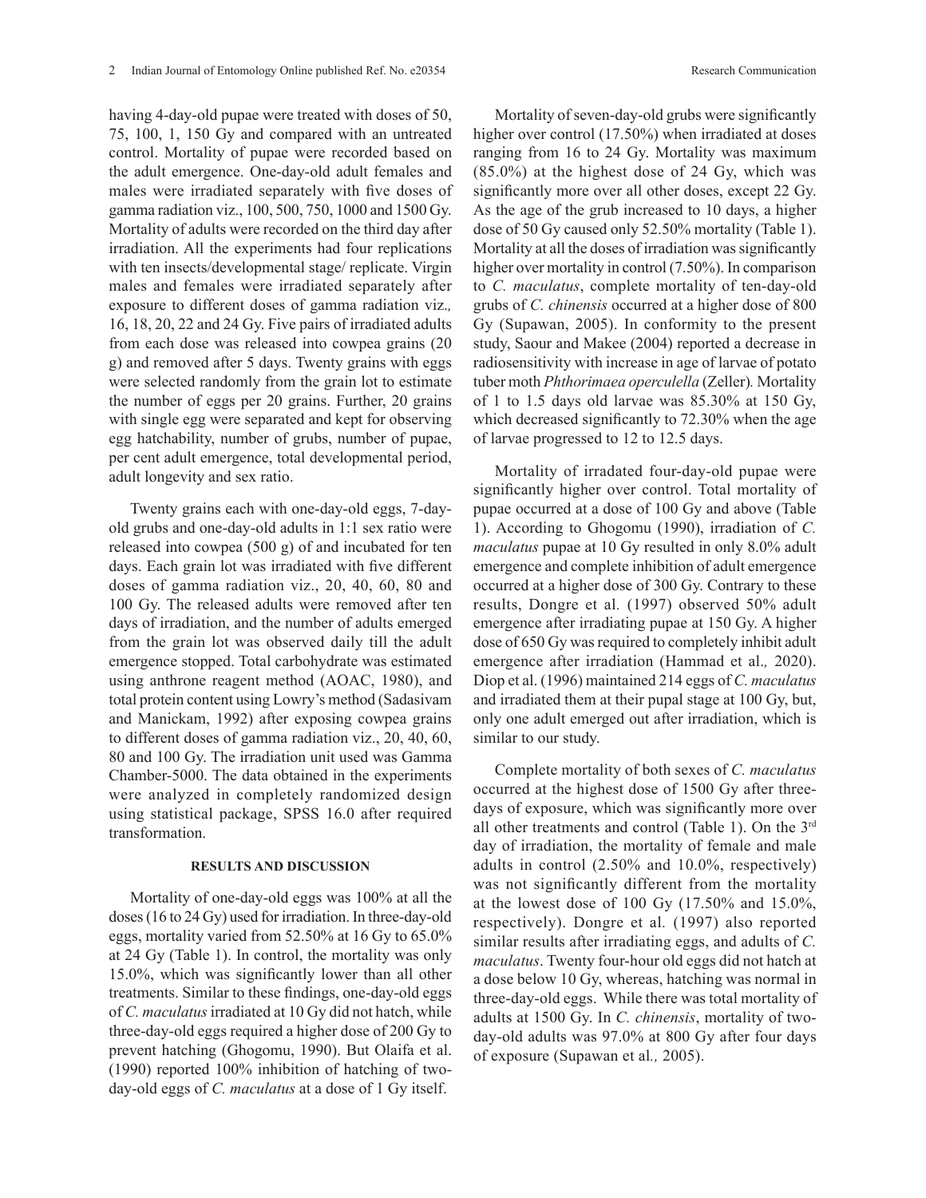having 4-day-old pupae were treated with doses of 50, 75, 100, 1, 150 Gy and compared with an untreated control. Mortality of pupae were recorded based on the adult emergence. One-day-old adult females and males were irradiated separately with five doses of gamma radiation viz., 100, 500, 750, 1000 and 1500 Gy. Mortality of adults were recorded on the third day after irradiation. All the experiments had four replications with ten insects/developmental stage/ replicate. Virgin males and females were irradiated separately after exposure to different doses of gamma radiation viz., 16, 18, 20, 22 and 24 Gy. Five pairs of irradiated adults from each dose was released into cowpea grains (20 g) and removed after 5 days. Twenty grains with eggs were selected randomly from the grain lot to estimate the number of eggs per 20 grains. Further, 20 grains with single egg were separated and kept for observing egg hatchability, number of grubs, number of pupae, per cent adult emergence, total developmental period, adult longevity and sex ratio.

Twenty grains each with one-day-old eggs, 7-day-old grubs and one-day-old adults in 1:1 sex ratio were released into cowpea (500 g) of and incubated for ten days. Each grain lot was irradiated with five different doses of gamma radiation viz., 20, 40, 60, 80 and 100 Gy. The released adults were removed after ten days of irradiation, and the number of adults emerged from the grain lot was observed daily till the adult emergence stopped. Total carbohydrate was estimated using anthrone reagent method (AOAC, 1980), and total protein content using Lowry's method (Sadasivam and Manickam, 1992) after exposing cowpea grains to different doses of gamma radiation viz., 20, 40, 60, 80 and 100 Gy. The irradiation unit used was Gamma Chamber-5000. The data obtained in the experiments were analyzed in completely randomized design using statistical package, SPSS 16.0 after required transformation.

## RESULTS AND DISCUSSION

Mortality of one-day-old eggs was 100% at all the doses (16 to 24 Gy) used for irradiation. In three-day-old eggs, mortality varied from 52.50% at 16 Gy to 65.0% at 24 Gy (Table 1). In control, the mortality was only 15.0%, which was significantly lower than all other treatments. Similar to these findings, one-day-old eggs of *C. maculatus* irradiated at 10 Gy did not hatch, while three-day-old eggs required a higher dose of 200 Gy to prevent hatching (Ghogomu, 1990). But Olaifa et al. (1990) reported 100% inhibition of hatching of two-day-old eggs of *C. maculatus* at a dose of 1 Gy itself.

Mortality of seven-day-old grubs were significantly higher over control (17.50%) when irradiated at doses ranging from 16 to 24 Gy. Mortality was maximum (85.0%) at the highest dose of 24 Gy, which was significantly more over all other doses, except 22 Gy. As the age of the grub increased to 10 days, a higher dose of 50 Gy caused only 52.50% mortality (Table 1). Mortality at all the doses of irradiation was significantly higher over mortality in control (7.50%). In comparison to *C. maculatus*, complete mortality of ten-day-old grubs of *C. chinensis* occurred at a higher dose of 800 Gy (Supawan, 2005). In conformity to the present study, Saour and Makee (2004) reported a decrease in radiosensitivity with increase in age of larvae of potato tuber moth *Phthorimaea operculella* (Zeller)*.* Mortality of 1 to 1.5 days old larvae was 85.30% at 150 Gy, which decreased significantly to 72.30% when the age of larvae progressed to 12 to 12.5 days.

Mortality of irradated four-day-old pupae were significantly higher over control. Total mortality of pupae occurred at a dose of 100 Gy and above (Table 1). According to Ghogomu (1990), irradiation of *C. maculatus* pupae at 10 Gy resulted in only 8.0% adult emergence and complete inhibition of adult emergence occurred at a higher dose of 300 Gy. Contrary to these results, Dongre et al. (1997) observed 50% adult emergence after irradiating pupae at 150 Gy. A higher dose of 650 Gy was required to completely inhibit adult emergence after irradiation (Hammad et al*.,* 2020). Diop et al. (1996) maintained 214 eggs of *C. maculatus* and irradiated them at their pupal stage at 100 Gy, but, only one adult emerged out after irradiation, which is similar to our study.

Complete mortality of both sexes of *C. maculatus* occurred at the highest dose of 1500 Gy after three-days of exposure, which was significantly more over all other treatments and control (Table 1). On the 3rd day of irradiation, the mortality of female and male adults in control (2.50% and 10.0%, respectively) was not significantly different from the mortality at the lowest dose of 100 Gy (17.50% and 15.0%, respectively). Dongre et al*.* (1997) also reported similar results after irradiating eggs, and adults of *C. maculatus*. Twenty four-hour old eggs did not hatch at a dose below 10 Gy, whereas, hatching was normal in three-day-old eggs. While there was total mortality of adults at 1500 Gy. In *C. chinensis*, mortality of two-day-old adults was 97.0% at 800 Gy after four days of exposure (Supawan et al*.,* 2005).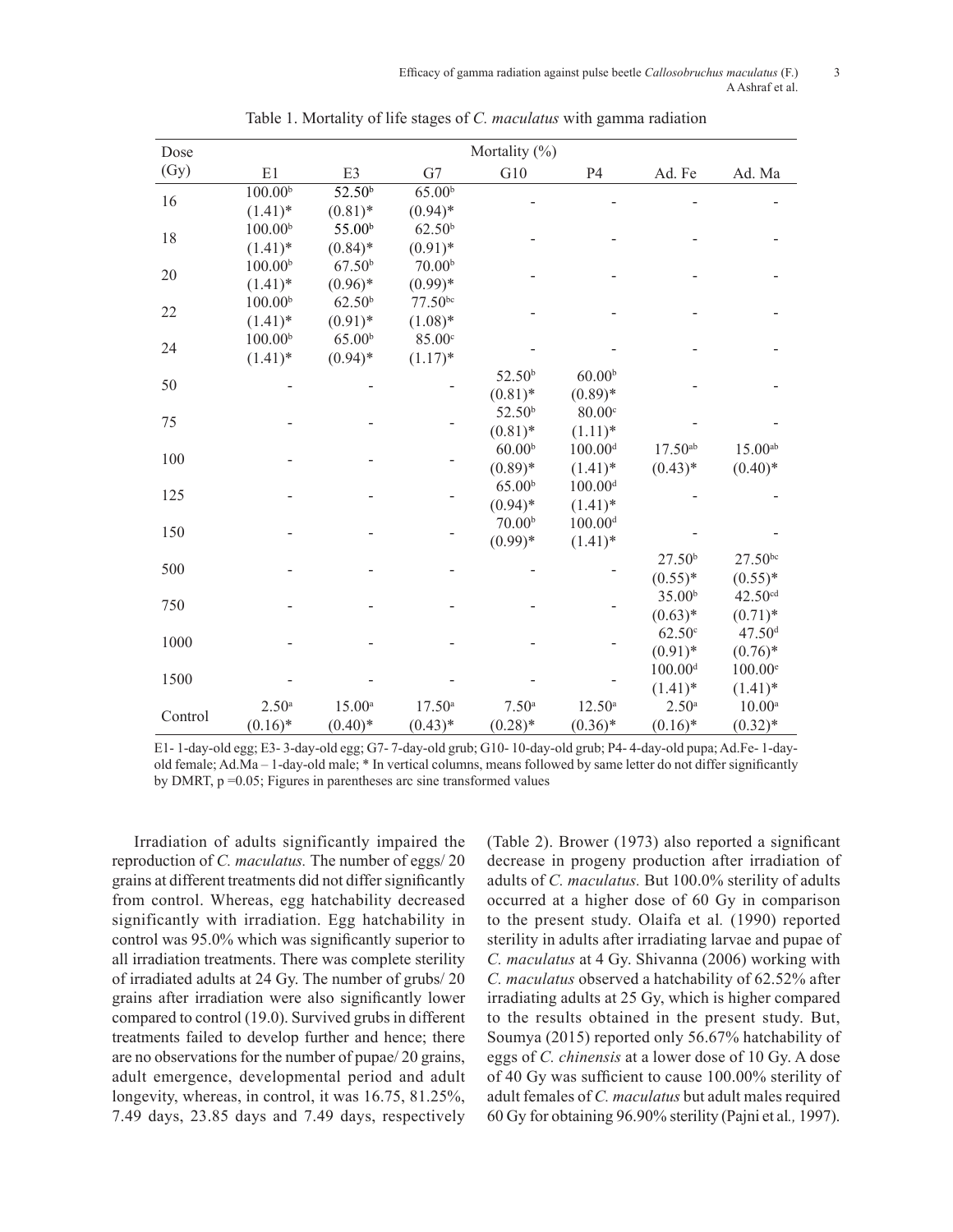Table 1. Mortality of life stages of *C. maculatus* with gamma radiation

| Dose (Gy) | Mortality (%) | | | | | | |
|---|---|---|---|---|---|---|---|
| | E1 | E3 | G7 | G10 | P4 | Ad. Fe | Ad. Ma |
| 16 | 100.00[b] (1.41)* | 52.50[b] (0.81)* | 65.00[b] (0.94)* | - | - | - | - |
| 18 | 100.00[b] (1.41)* | 55.00[b] (0.84)* | 62.50[b] (0.91)* | - | - | - | - |
| 20 | 100.00[b] (1.41)* | 67.50[b] (0.96)* | 70.00[b] (0.99)* | - | - | - | - |
| 22 | 100.00[b] (1.41)* | 62.50[b] (0.91)* | 77.50[bc] (1.08)* | - | - | - | - |
| 24 | 100.00[b] (1.41)* | 65.00[b] (0.94)* | 85.00[c] (1.17)* | - | - | - | - |
| 50 | - | - | - | 52.50[b] (0.81)* | 60.00[b] (0.89)* | - | - |
| 75 | - | - | - | 52.50[b] (0.81)* | 80.00[c] (1.11)* | - | - |
| 100 | - | - | - | 60.00[b] (0.89)* | 100.00[d] (1.41)* | 17.50[ab] (0.43)* | 15.00[ab] (0.40)* |
| 125 | - | - | - | 65.00[b] (0.94)* | 100.00[d] (1.41)* | - | - |
| 150 | - | - | - | 70.00[b] (0.99)* | 100.00[d] (1.41)* | - | - |
| 500 | - | - | - | - | - | 27.50[b] (0.55)* | 27.50[bc] (0.55)* |
| 750 | - | - | - | - | - | 35.00[b] (0.63)* | 42.50[cd] (0.71)* |
| 1000 | - | - | - | - | - | 62.50[c] (0.91)* | 47.50[d] (0.76)* |
| 1500 | - | - | - | - | - | 100.00[d] (1.41)* | 100.00[e] (1.41)* |
| Control | 2.50[a] (0.16)* | 15.00[a] (0.40)* | 17.50[a] (0.43)* | 7.50[a] (0.28)* | 12.50[a] (0.36)* | 2.50[a] (0.16)* | 10.00[a] (0.32)* |

E1- 1-day-old egg; E3- 3-day-old egg; G7- 7-day-old grub; G10- 10-day-old grub; P4- 4-day-old pupa; Ad.Fe- 1-day-old female; Ad.Ma – 1-day-old male; * In vertical columns, means followed by same letter do not differ significantly by DMRT, p =0.05; Figures in parentheses arc sine transformed values

Irradiation of adults significantly impaired the reproduction of *C. maculatus.* The number of eggs/ 20 grains at different treatments did not differ significantly from control. Whereas, egg hatchability decreased significantly with irradiation. Egg hatchability in control was 95.0% which was significantly superior to all irradiation treatments. There was complete sterility of irradiated adults at 24 Gy. The number of grubs/ 20 grains after irradiation were also significantly lower compared to control (19.0). Survived grubs in different treatments failed to develop further and hence; there are no observations for the number of pupae/ 20 grains, adult emergence, developmental period and adult longevity, whereas, in control, it was 16.75, 81.25%, 7.49 days, 23.85 days and 7.49 days, respectively (Table 2). Brower (1973) also reported a significant decrease in progeny production after irradiation of adults of *C. maculatus.* But 100.0% sterility of adults occurred at a higher dose of 60 Gy in comparison to the present study. Olaifa et al*.* (1990) reported sterility in adults after irradiating larvae and pupae of *C. maculatus* at 4 Gy. Shivanna (2006) working with *C. maculatus* observed a hatchability of 62.52% after irradiating adults at 25 Gy, which is higher compared to the results obtained in the present study. But, Soumya (2015) reported only 56.67% hatchability of eggs of *C. chinensis* at a lower dose of 10 Gy. A dose of 40 Gy was sufficient to cause 100.00% sterility of adult females of *C. maculatus* but adult males required 60 Gy for obtaining 96.90% sterility (Pajni et al*.,* 1997).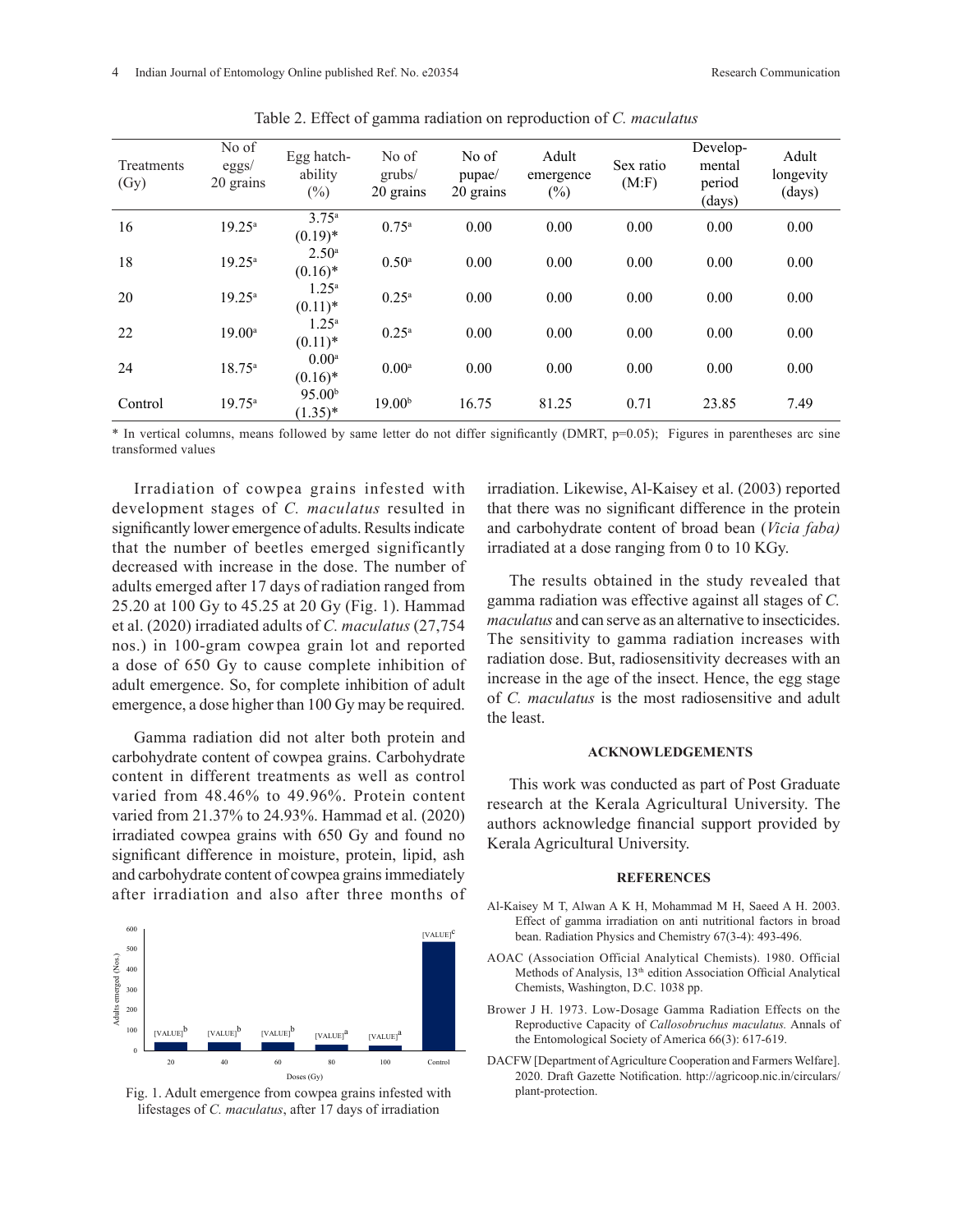Table 2. Effect of gamma radiation on reproduction of *C. maculatus*

| Treatments (Gy) | No of eggs/ 20 grains | Egg hatchability (%) | No of grubs/ 20 grains | No of pupae/ 20 grains | Adult emergence (%) | Sex ratio (M:F) | Developmental period (days) | Adult longevity (days) |
|---|---|---|---|---|---|---|---|---|
| 16 | 19.25[a] | 3.75[a] (0.19)* | 0.75[a] | 0.00 | 0.00 | 0.00 | 0.00 | 0.00 |
| 18 | 19.25[a] | 2.50[a] (0.16)* | 0.50[a] | 0.00 | 0.00 | 0.00 | 0.00 | 0.00 |
| 20 | 19.25[a] | 1.25[a] (0.11)* | 0.25[a] | 0.00 | 0.00 | 0.00 | 0.00 | 0.00 |
| 22 | 19.00[a] | 1.25[a] (0.11)* | 0.25[a] | 0.00 | 0.00 | 0.00 | 0.00 | 0.00 |
| 24 | 18.75[a] | 0.00[a] (0.16)* | 0.00[a] | 0.00 | 0.00 | 0.00 | 0.00 | 0.00 |
| Control | 19.75[a] | 95.00[b] (1.35)* | 19.00[b] | 16.75 | 81.25 | 0.71 | 23.85 | 7.49 |

\* In vertical columns, means followed by same letter do not differ significantly (DMRT, p=0.05); Figures in parentheses arc sine transformed values

Irradiation of cowpea grains infested with development stages of *C. maculatus* resulted in significantly lower emergence of adults. Results indicate that the number of beetles emerged significantly decreased with increase in the dose. The number of adults emerged after 17 days of radiation ranged from 25.20 at 100 Gy to 45.25 at 20 Gy (Fig. 1). Hammad et al. (2020) irradiated adults of *C. maculatus* (27,754 nos.) in 100-gram cowpea grain lot and reported a dose of 650 Gy to cause complete inhibition of adult emergence. So, for complete inhibition of adult emergence, a dose higher than 100 Gy may be required.

Gamma radiation did not alter both protein and carbohydrate content of cowpea grains. Carbohydrate content in different treatments as well as control varied from 48.46% to 49.96%. Protein content varied from 21.37% to 24.93%. Hammad et al. (2020) irradiated cowpea grains with 650 Gy and found no significant difference in moisture, protein, lipid, ash and carbohydrate content of cowpea grains immediately after irradiation and also after three months of irradiation. Likewise, Al-Kaisey et al. (2003) reported that there was no significant difference in the protein and carbohydrate content of broad bean (*Vicia faba)* irradiated at a dose ranging from 0 to 10 KGy.

Fig. 1. Adult emergence from cowpea grains infested with lifestages of *C. maculatus*, after 17 days of irradiation

The results obtained in the study revealed that gamma radiation was effective against all stages of *C. maculatus* and can serve as an alternative to insecticides. The sensitivity to gamma radiation increases with radiation dose. But, radiosensitivity decreases with an increase in the age of the insect. Hence, the egg stage of *C. maculatus* is the most radiosensitive and adult the least.

## ACKNOWLEDGEMENTS

This work was conducted as part of Post Graduate research at the Kerala Agricultural University. The authors acknowledge financial support provided by Kerala Agricultural University.

## REFERENCES

Al-Kaisey M T, Alwan A K H, Mohammad M H, Saeed A H. 2003. Effect of gamma irradiation on anti nutritional factors in broad bean. Radiation Physics and Chemistry 67(3-4): 493-496.

AOAC (Association Official Analytical Chemists). 1980. Official Methods of Analysis, 13th edition Association Official Analytical Chemists, Washington, D.C. 1038 pp.

Brower J H. 1973. Low-Dosage Gamma Radiation Effects on the Reproductive Capacity of *Callosobruchus maculatus.* Annals of the Entomological Society of America 66(3): 617-619.

DACFW [Department of Agriculture Cooperation and Farmers Welfare]. 2020. Draft Gazette Notification. http://agricoop.nic.in/circulars/plant-protection.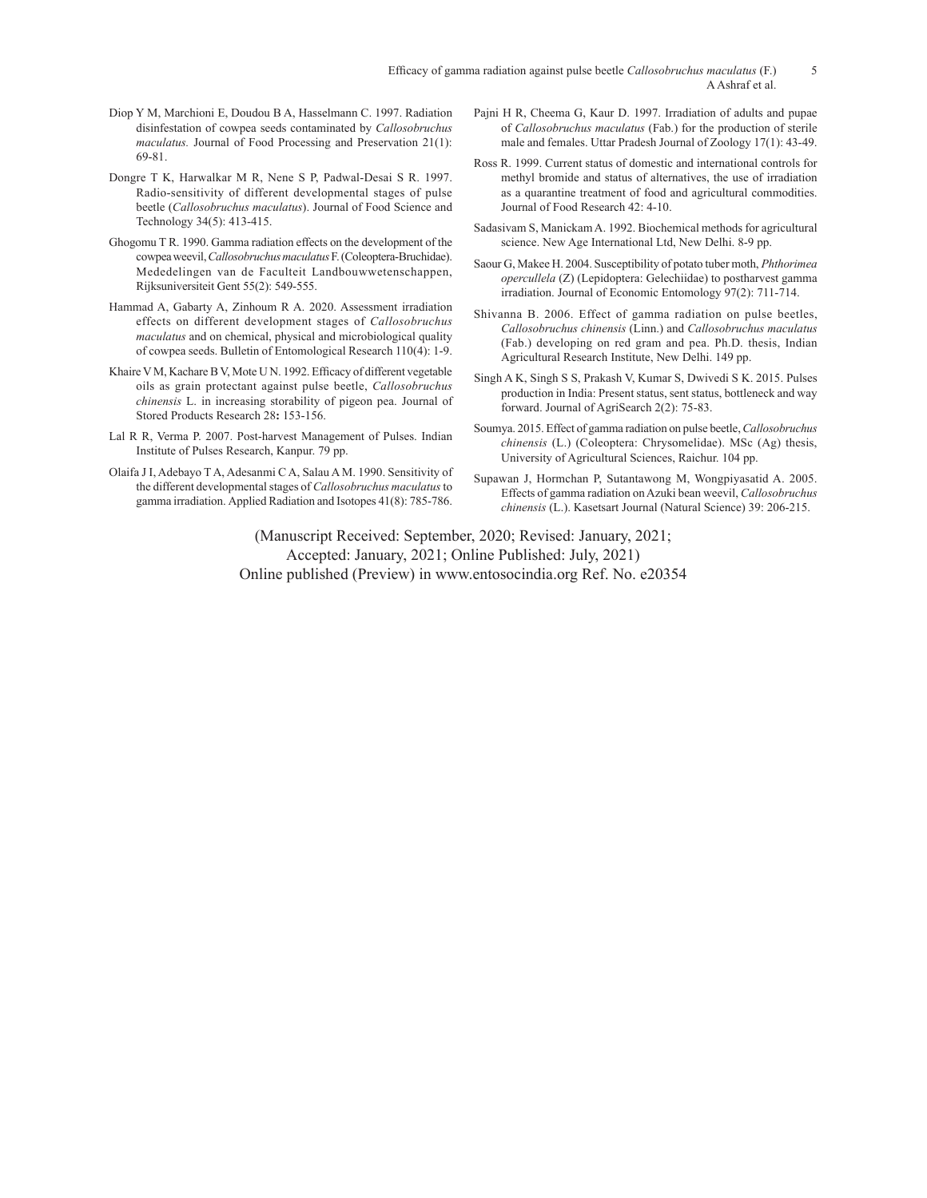Diop Y M, Marchioni E, Doudou B A, Hasselmann C. 1997. Radiation disinfestation of cowpea seeds contaminated by *Callosobruchus maculatus.* Journal of Food Processing and Preservation 21(1): 69-81.

Dongre T K, Harwalkar M R, Nene S P, Padwal-Desai S R. 1997. Radio-sensitivity of different developmental stages of pulse beetle (*Callosobruchus maculatus*). Journal of Food Science and Technology 34(5): 413-415.

Ghogomu T R. 1990. Gamma radiation effects on the development of the cowpea weevil, *Callosobruchus maculatus* F. (Coleoptera-Bruchidae). Mededelingen van de Faculteit Landbouwwetenschappen, Rijksuniversiteit Gent 55(2): 549-555.

Hammad A, Gabarty A, Zinhoum R A. 2020. Assessment irradiation effects on different development stages of *Callosobruchus maculatus* and on chemical, physical and microbiological quality of cowpea seeds. Bulletin of Entomological Research 110(4): 1-9.

Khaire V M, Kachare B V, Mote U N. 1992. Efficacy of different vegetable oils as grain protectant against pulse beetle, *Callosobruchus chinensis* L. in increasing storability of pigeon pea. Journal of Stored Products Research 28**:** 153-156.

Lal R R, Verma P. 2007. Post-harvest Management of Pulses. Indian Institute of Pulses Research, Kanpur. 79 pp.

Olaifa J I, Adebayo T A, Adesanmi C A, Salau A M. 1990. Sensitivity of the different developmental stages of *Callosobruchus maculatus* to gamma irradiation. Applied Radiation and Isotopes 41(8): 785-786.

Pajni H R, Cheema G, Kaur D. 1997. Irradiation of adults and pupae of *Callosobruchus maculatus* (Fab.) for the production of sterile male and females. Uttar Pradesh Journal of Zoology 17(1): 43-49.

Ross R. 1999. Current status of domestic and international controls for methyl bromide and status of alternatives, the use of irradiation as a quarantine treatment of food and agricultural commodities. Journal of Food Research 42: 4-10.

Sadasivam S, Manickam A. 1992. Biochemical methods for agricultural science. New Age International Ltd, New Delhi. 8-9 pp.

Saour G, Makee H. 2004. Susceptibility of potato tuber moth, *Phthorimea opercullela* (Z) (Lepidoptera: Gelechiidae) to postharvest gamma irradiation. Journal of Economic Entomology 97(2): 711-714.

Shivanna B. 2006. Effect of gamma radiation on pulse beetles, *Callosobruchus chinensis* (Linn.) and *Callosobruchus maculatus* (Fab.) developing on red gram and pea. Ph.D. thesis, Indian Agricultural Research Institute, New Delhi. 149 pp.

Singh A K, Singh S S, Prakash V, Kumar S, Dwivedi S K. 2015. Pulses production in India: Present status, sent status, bottleneck and way forward. Journal of AgriSearch 2(2): 75-83.

Soumya. 2015. Effect of gamma radiation on pulse beetle, *Callosobruchus chinensis* (L.) (Coleoptera: Chrysomelidae). MSc (Ag) thesis, University of Agricultural Sciences, Raichur. 104 pp.

Supawan J, Hormchan P, Sutantawong M, Wongpiyasatid A. 2005. Effects of gamma radiation on Azuki bean weevil, *Callosobruchus chinensis* (L.). Kasetsart Journal (Natural Science) 39: 206-215.

(Manuscript Received: September, 2020; Revised: January, 2021;
Accepted: January, 2021; Online Published: July, 2021)
Online published (Preview) in www.entosocindia.org Ref. No. e20354